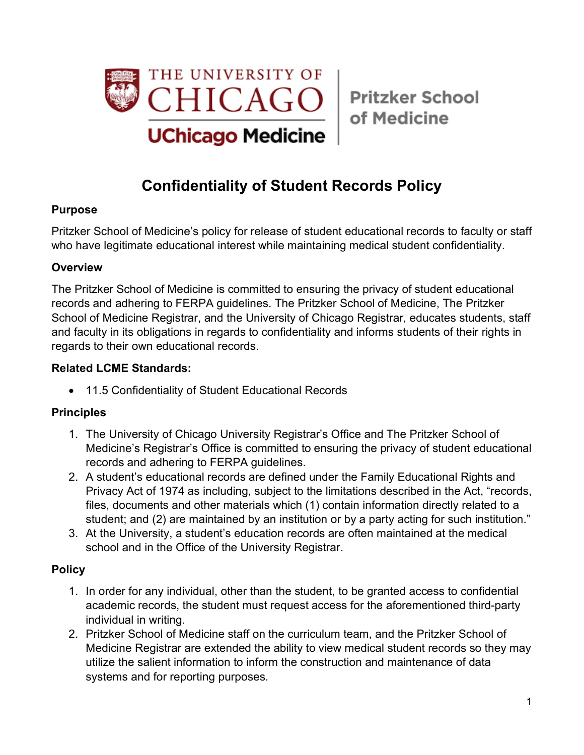THE UNIVERSITY OF CHICAGO

UChicago Medicine

Pritzker School of Medicine

# Confidentiality of Student Records Policy

**Purpose**

Pritzker School of Medicine's policy for release of student educational records to faculty or staff who have legitimate educational interest while maintaining medical student confidentiality.

**Overview**

The Pritzker School of Medicine is committed to ensuring the privacy of student educational records and adhering to FERPA guidelines. The Pritzker School of Medicine, The Pritzker School of Medicine Registrar, and the University of Chicago Registrar, educates students, staff and faculty in its obligations in regards to confidentiality and informs students of their rights in regards to their own educational records.

**Related LCME Standards:**

- 11.5 Confidentiality of Student Educational Records

**Principles**

1. The University of Chicago University Registrar's Office and The Pritzker School of Medicine's Registrar's Office is committed to ensuring the privacy of student educational records and adhering to FERPA guidelines.
2. A student's educational records are defined under the Family Educational Rights and Privacy Act of 1974 as including, subject to the limitations described in the Act, "records, files, documents and other materials which (1) contain information directly related to a student; and (2) are maintained by an institution or by a party acting for such institution."
3. At the University, a student's education records are often maintained at the medical school and in the Office of the University Registrar.

**Policy**

1. In order for any individual, other than the student, to be granted access to confidential academic records, the student must request access for the aforementioned third-party individual in writing.
2. Pritzker School of Medicine staff on the curriculum team, and the Pritzker School of Medicine Registrar are extended the ability to view medical student records so they may utilize the salient information to inform the construction and maintenance of data systems and for reporting purposes.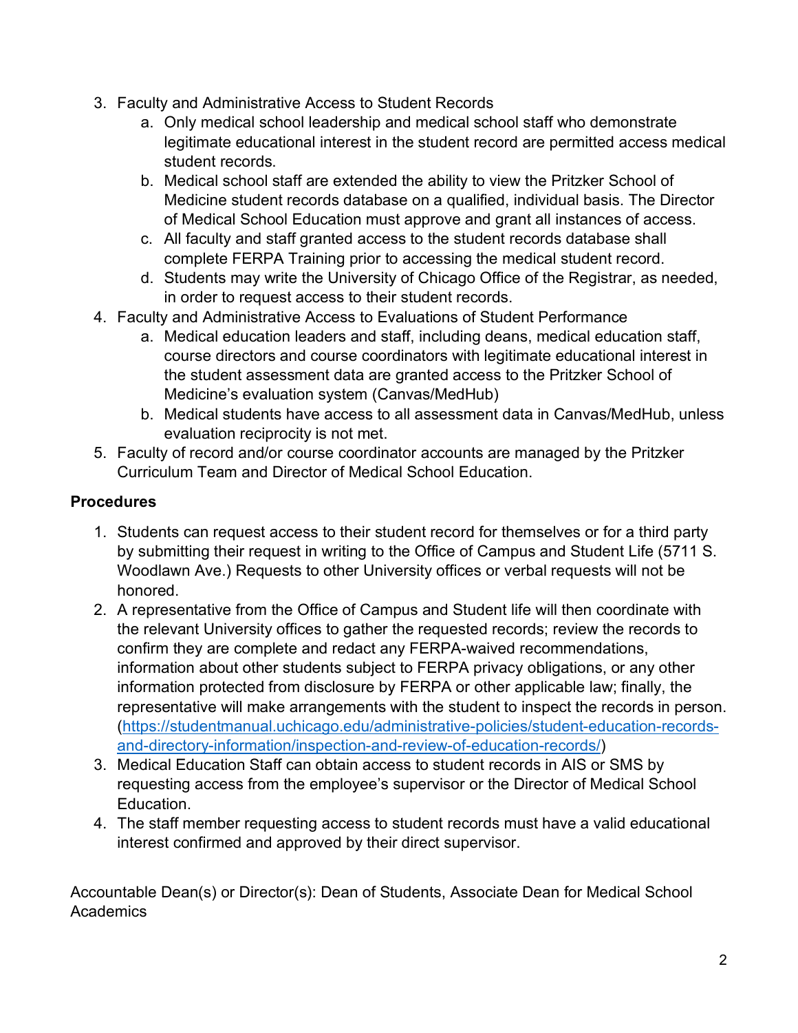3. Faculty and Administrative Access to Student Records
    a. Only medical school leadership and medical school staff who demonstrate legitimate educational interest in the student record are permitted access medical student records.
    b. Medical school staff are extended the ability to view the Pritzker School of Medicine student records database on a qualified, individual basis. The Director of Medical School Education must approve and grant all instances of access.
    c. All faculty and staff granted access to the student records database shall complete FERPA Training prior to accessing the medical student record.
    d. Students may write the University of Chicago Office of the Registrar, as needed, in order to request access to their student records.
4. Faculty and Administrative Access to Evaluations of Student Performance
    a. Medical education leaders and staff, including deans, medical education staff, course directors and course coordinators with legitimate educational interest in the student assessment data are granted access to the Pritzker School of Medicine's evaluation system (Canvas/MedHub)
    b. Medical students have access to all assessment data in Canvas/MedHub, unless evaluation reciprocity is not met.
5. Faculty of record and/or course coordinator accounts are managed by the Pritzker Curriculum Team and Director of Medical School Education.

## Procedures

1. Students can request access to their student record for themselves or for a third party by submitting their request in writing to the Office of Campus and Student Life (5711 S. Woodlawn Ave.) Requests to other University offices or verbal requests will not be honored.
2. A representative from the Office of Campus and Student life will then coordinate with the relevant University offices to gather the requested records; review the records to confirm they are complete and redact any FERPA-waived recommendations, information about other students subject to FERPA privacy obligations, or any other information protected from disclosure by FERPA or other applicable law; finally, the representative will make arrangements with the student to inspect the records in person. (https://studentmanual.uchicago.edu/administrative-policies/student-education-records-and-directory-information/inspection-and-review-of-education-records/)
3. Medical Education Staff can obtain access to student records in AIS or SMS by requesting access from the employee's supervisor or the Director of Medical School Education.
4. The staff member requesting access to student records must have a valid educational interest confirmed and approved by their direct supervisor.

Accountable Dean(s) or Director(s): Dean of Students, Associate Dean for Medical School Academics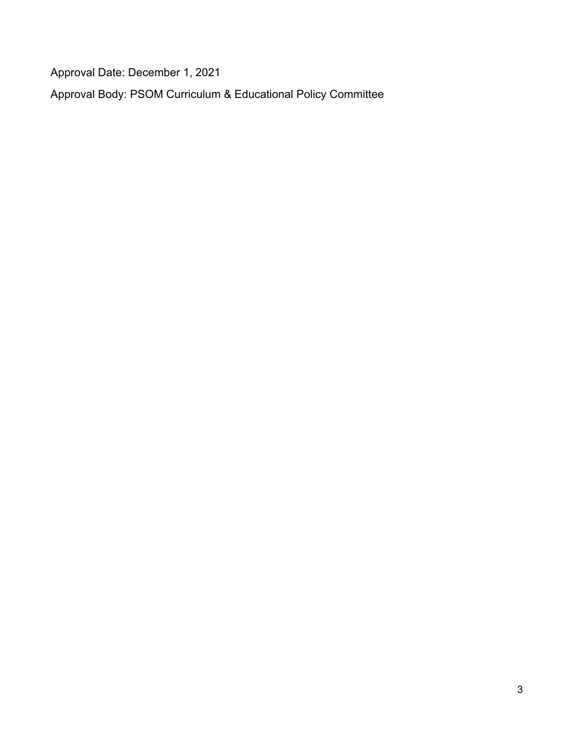Approval Date: December 1, 2021

Approval Body: PSOM Curriculum & Educational Policy Committee